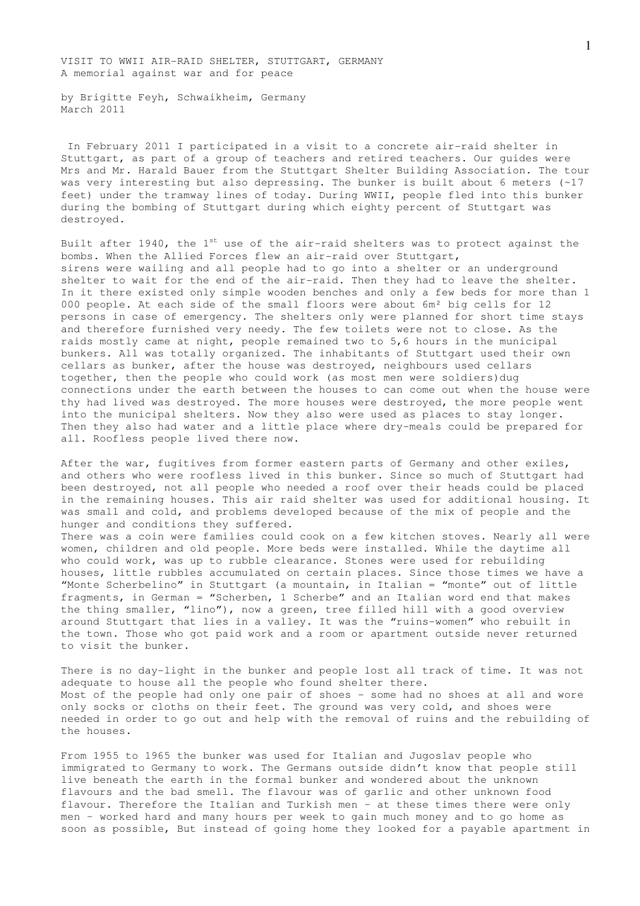VISIT TO WWII AIR-RAID SHELTER, STUTTGART, GERMANY
A memorial against war and for peace

by Brigitte Feyh, Schwaikheim, Germany
March 2011

In February 2011 I participated in a visit to a concrete air-raid shelter in Stuttgart, as part of a group of teachers and retired teachers. Our guides were Mrs and Mr. Harald Bauer from the Stuttgart Shelter Building Association. The tour was very interesting but also depressing. The bunker is built about 6 meters (~17 feet) under the tramway lines of today. During WWII, people fled into this bunker during the bombing of Stuttgart during which eighty percent of Stuttgart was destroyed.

Built after 1940, the 1st use of the air-raid shelters was to protect against the bombs. When the Allied Forces flew an air-raid over Stuttgart, sirens were wailing and all people had to go into a shelter or an underground shelter to wait for the end of the air-raid. Then they had to leave the shelter. In it there existed only simple wooden benches and only a few beds for more than 1 000 people. At each side of the small floors were about 6m² big cells for 12 persons in case of emergency. The shelters only were planned for short time stays and therefore furnished very needy. The few toilets were not to close. As the raids mostly came at night, people remained two to 5,6 hours in the municipal bunkers. All was totally organized. The inhabitants of Stuttgart used their own cellars as bunker, after the house was destroyed, neighbours used cellars together, then the people who could work (as most men were soldiers)dug connections under the earth between the houses to can come out when the house were thy had lived was destroyed. The more houses were destroyed, the more people went into the municipal shelters. Now they also were used as places to stay longer. Then they also had water and a little place where dry-meals could be prepared for all. Roofless people lived there now.

After the war, fugitives from former eastern parts of Germany and other exiles, and others who were roofless lived in this bunker. Since so much of Stuttgart had been destroyed, not all people who needed a roof over their heads could be placed in the remaining houses. This air raid shelter was used for additional housing. It was small and cold, and problems developed because of the mix of people and the hunger and conditions they suffered.
There was a coin were families could cook on a few kitchen stoves. Nearly all were women, children and old people. More beds were installed. While the daytime all who could work, was up to rubble clearance. Stones were used for rebuilding houses, little rubbles accumulated on certain places. Since those times we have a "Monte Scherbelino" in Stuttgart (a mountain, in Italian = "monte" out of little fragments, in German = "Scherben, 1 Scherbe" and an Italian word end that makes the thing smaller, "lino"), now a green, tree filled hill with a good overview around Stuttgart that lies in a valley. It was the "ruins-women" who rebuilt in the town. Those who got paid work and a room or apartment outside never returned to visit the bunker.

There is no day-light in the bunker and people lost all track of time. It was not adequate to house all the people who found shelter there.
Most of the people had only one pair of shoes - some had no shoes at all and wore only socks or cloths on their feet. The ground was very cold, and shoes were needed in order to go out and help with the removal of ruins and the rebuilding of the houses.

From 1955 to 1965 the bunker was used for Italian and Jugoslav people who immigrated to Germany to work. The Germans outside didn't know that people still live beneath the earth in the formal bunker and wondered about the unknown flavours and the bad smell. The flavour was of garlic and other unknown food flavour. Therefore the Italian and Turkish men - at these times there were only men - worked hard and many hours per week to gain much money and to go home as soon as possible, But instead of going home they looked for a payable apartment in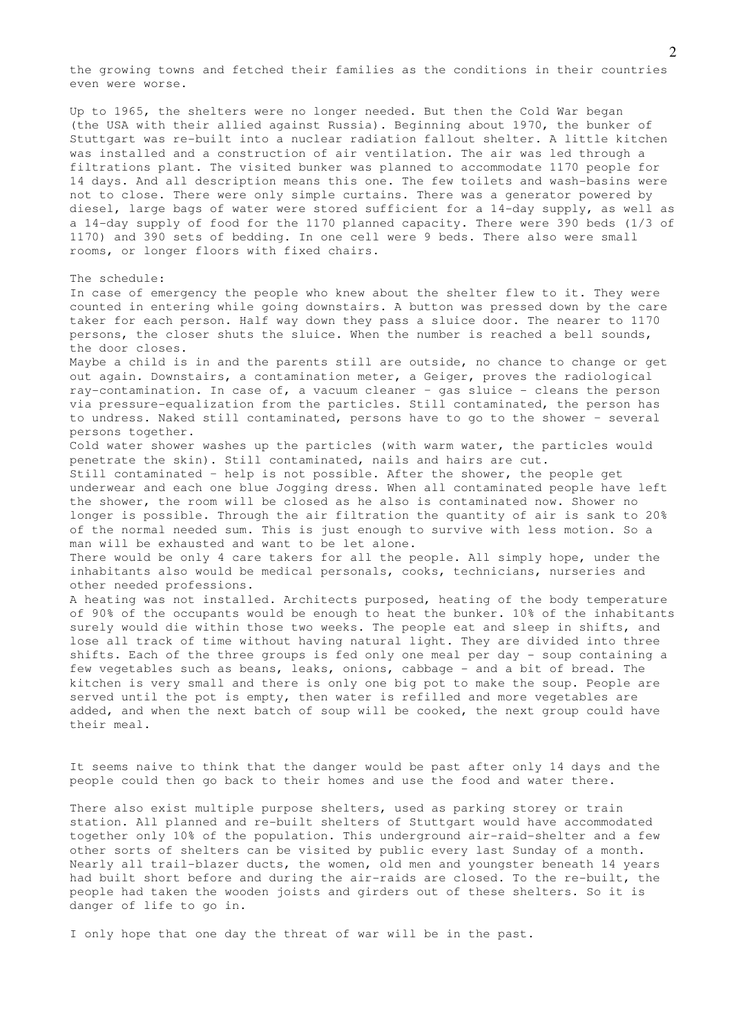the growing towns and fetched their families as the conditions in their countries even were worse.

Up to 1965, the shelters were no longer needed. But then the Cold War began (the USA with their allied against Russia). Beginning about 1970, the bunker of Stuttgart was re-built into a nuclear radiation fallout shelter. A little kitchen was installed and a construction of air ventilation. The air was led through a filtrations plant. The visited bunker was planned to accommodate 1170 people for 14 days. And all description means this one. The few toilets and wash-basins were not to close. There were only simple curtains. There was a generator powered by diesel, large bags of water were stored sufficient for a 14-day supply, as well as a 14-day supply of food for the 1170 planned capacity. There were 390 beds (1/3 of 1170) and 390 sets of bedding. In one cell were 9 beds. There also were small rooms, or longer floors with fixed chairs.

The schedule:
In case of emergency the people who knew about the shelter flew to it. They were counted in entering while going downstairs. A button was pressed down by the care taker for each person. Half way down they pass a sluice door. The nearer to 1170 persons, the closer shuts the sluice. When the number is reached a bell sounds, the door closes.
Maybe a child is in and the parents still are outside, no chance to change or get out again. Downstairs, a contamination meter, a Geiger, proves the radiological ray-contamination. In case of, a vacuum cleaner - gas sluice - cleans the person via pressure-equalization from the particles. Still contaminated, the person has to undress. Naked still contaminated, persons have to go to the shower - several persons together.
Cold water shower washes up the particles (with warm water, the particles would penetrate the skin). Still contaminated, nails and hairs are cut.
Still contaminated - help is not possible. After the shower, the people get underwear and each one blue Jogging dress. When all contaminated people have left the shower, the room will be closed as he also is contaminated now. Shower no longer is possible. Through the air filtration the quantity of air is sank to 20% of the normal needed sum. This is just enough to survive with less motion. So a man will be exhausted and want to be let alone.
There would be only 4 care takers for all the people. All simply hope, under the inhabitants also would be medical personals, cooks, technicians, nurseries and other needed professions.
A heating was not installed. Architects purposed, heating of the body temperature of 90% of the occupants would be enough to heat the bunker. 10% of the inhabitants surely would die within those two weeks. The people eat and sleep in shifts, and lose all track of time without having natural light. They are divided into three shifts. Each of the three groups is fed only one meal per day - soup containing a few vegetables such as beans, leaks, onions, cabbage - and a bit of bread. The kitchen is very small and there is only one big pot to make the soup. People are served until the pot is empty, then water is refilled and more vegetables are added, and when the next batch of soup will be cooked, the next group could have their meal.

It seems naive to think that the danger would be past after only 14 days and the people could then go back to their homes and use the food and water there.

There also exist multiple purpose shelters, used as parking storey or train station. All planned and re-built shelters of Stuttgart would have accommodated together only 10% of the population. This underground air-raid-shelter and a few other sorts of shelters can be visited by public every last Sunday of a month. Nearly all trail-blazer ducts, the women, old men and youngster beneath 14 years had built short before and during the air-raids are closed. To the re-built, the people had taken the wooden joists and girders out of these shelters. So it is danger of life to go in.

I only hope that one day the threat of war will be in the past.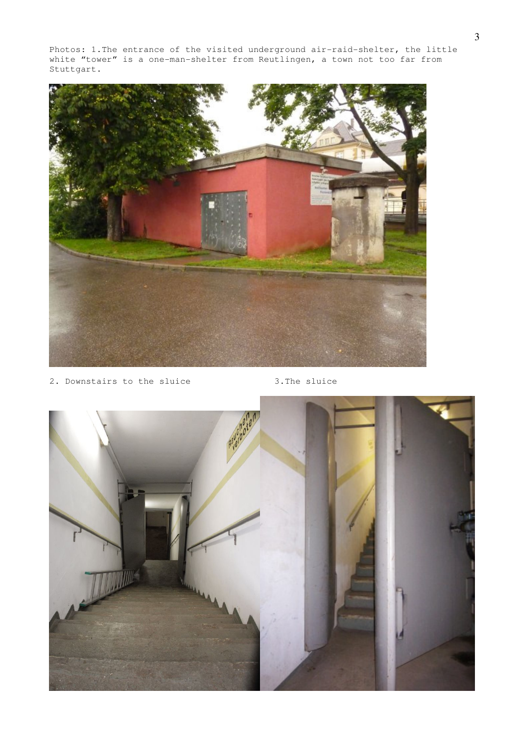Photos: 1.The entrance of the visited underground air-raid-shelter, the little white "tower" is a one-man-shelter from Reutlingen, a town not too far from Stuttgart.

2. Downstairs to the sluice

3.The sluice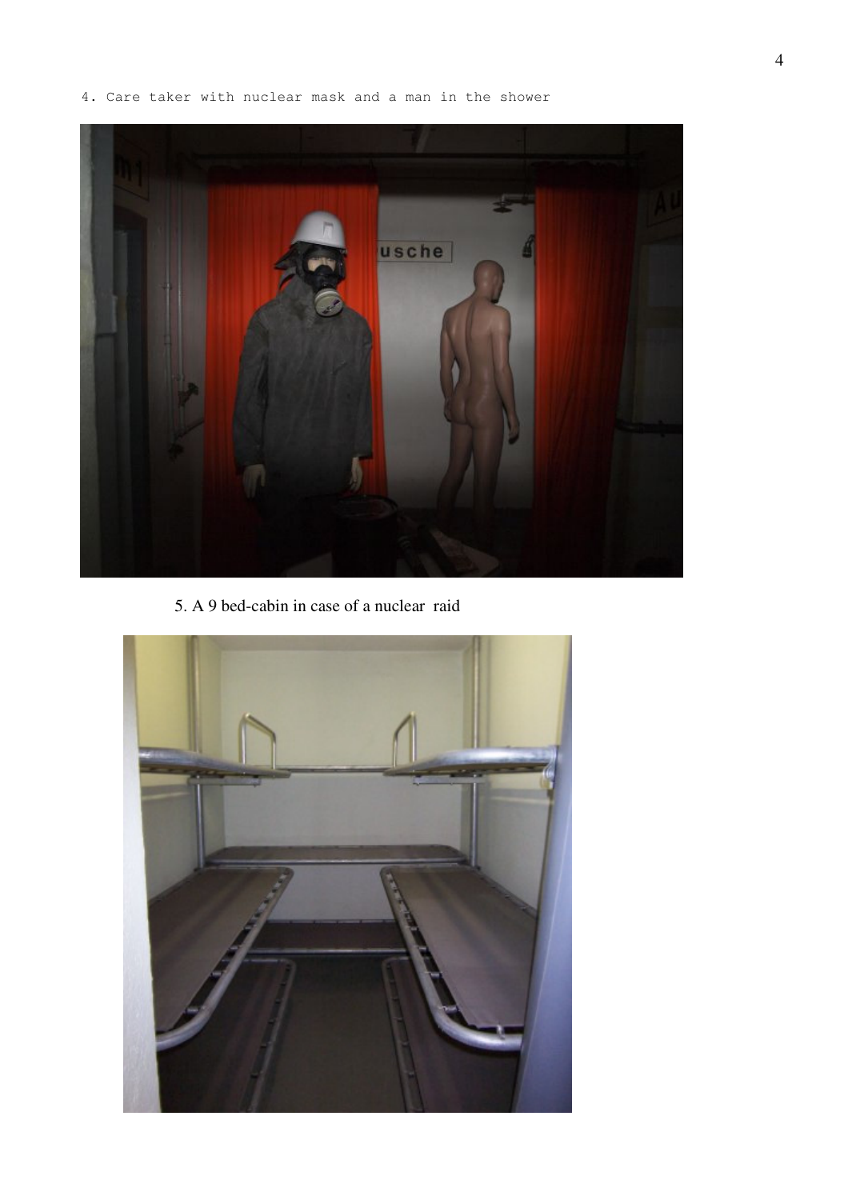4. Care taker with nuclear mask and a man in the shower

5. A 9 bed-cabin in case of a nuclear raid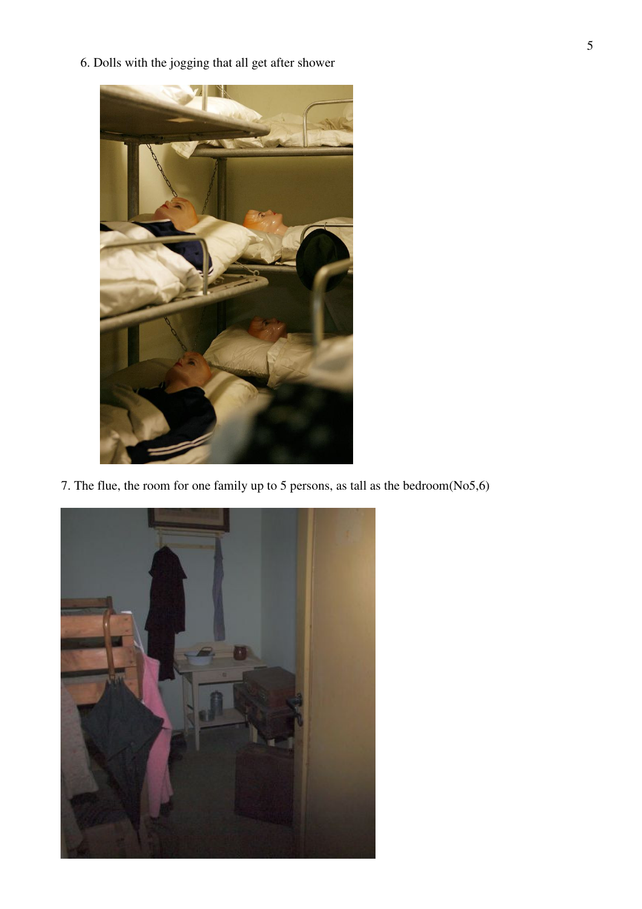6. Dolls with the jogging that all get after shower

7. The flue, the room for one family up to 5 persons, as tall as the bedroom(No5,6)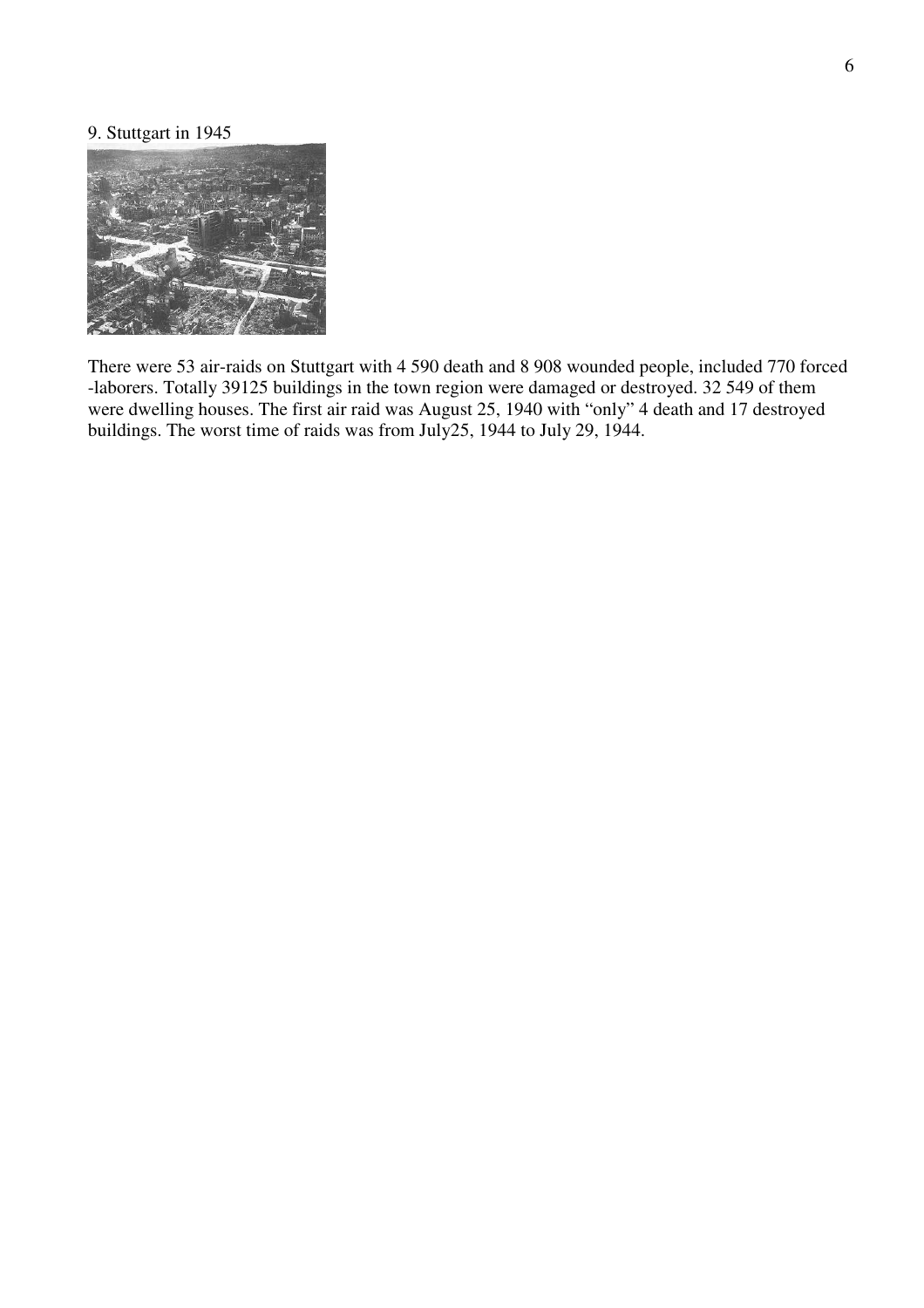9. Stuttgart in 1945

There were 53 air-raids on Stuttgart with 4 590 death and 8 908 wounded people, included 770 forced -laborers. Totally 39125 buildings in the town region were damaged or destroyed. 32 549 of them were dwelling houses. The first air raid was August 25, 1940 with "only" 4 death and 17 destroyed buildings. The worst time of raids was from July25, 1944 to July 29, 1944.